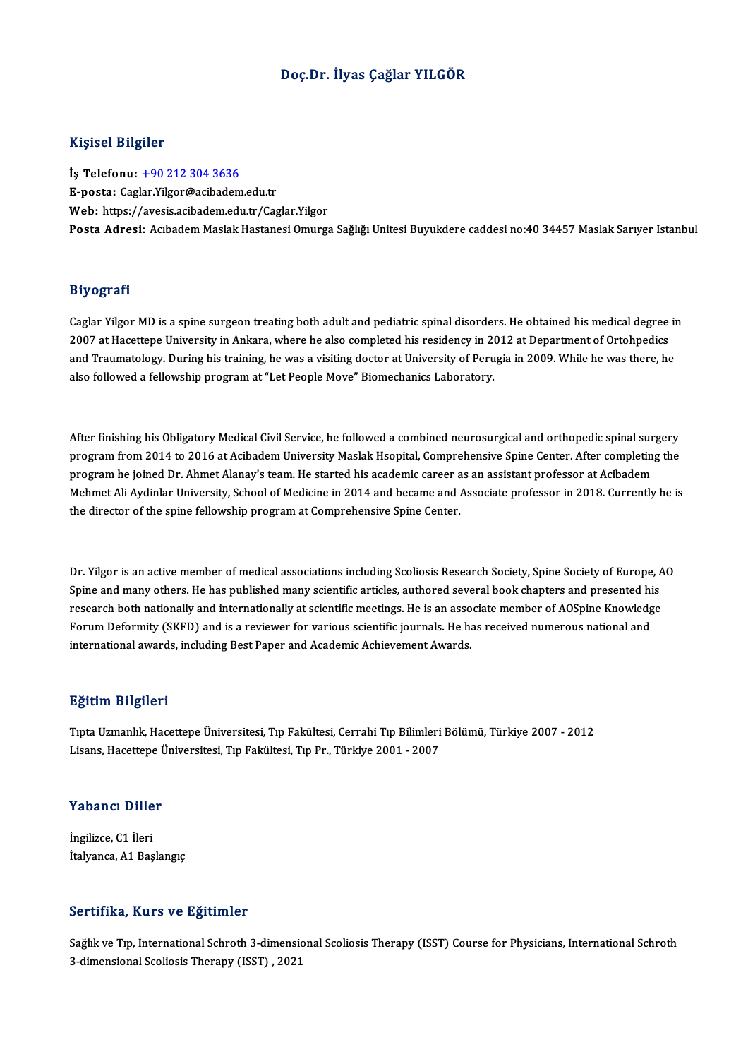# Doç.Dr. İlyas Çağlar YILGÖR

## Kişisel Bilgiler

**İş Telefonu:** +90 212 304 3636
**E-posta:** Caglar.Yilgor@acibadem.edu.tr
**Web:** https://avesis.acibadem.edu.tr/Caglar.Yilgor
**Posta Adresi:** Acıbadem Maslak Hastanesi Omurga Sağlığı Unitesi Buyukdere caddesi no:40 34457 Maslak Sarıyer Istanbul

## Biyografi

Caglar Yilgor MD is a spine surgeon treating both adult and pediatric spinal disorders. He obtained his medical degree in 2007 at Hacettepe University in Ankara, where he also completed his residency in 2012 at Department of Ortohpedics and Traumatology. During his training, he was a visiting doctor at University of Perugia in 2009. While he was there, he also followed a fellowship program at "Let People Move" Biomechanics Laboratory.

After finishing his Obligatory Medical Civil Service, he followed a combined neurosurgical and orthopedic spinal surgery program from 2014 to 2016 at Acibadem University Maslak Hsopital, Comprehensive Spine Center. After completing the program he joined Dr. Ahmet Alanay's team. He started his academic career as an assistant professor at Acibadem Mehmet Ali Aydinlar University, School of Medicine in 2014 and became and Associate professor in 2018. Currently he is the director of the spine fellowship program at Comprehensive Spine Center.

Dr. Yilgor is an active member of medical associations including Scoliosis Research Society, Spine Society of Europe, AO Spine and many others. He has published many scientific articles, authored several book chapters and presented his research both nationally and internationally at scientific meetings. He is an associate member of AOSpine Knowledge Forum Deformity (SKFD) and is a reviewer for various scientific journals. He has received numerous national and international awards, including Best Paper and Academic Achievement Awards.

## Eğitim Bilgileri

Tıpta Uzmanlık, Hacettepe Üniversitesi, Tıp Fakültesi, Cerrahi Tıp Bilimleri Bölümü, Türkiye 2007 - 2012
Lisans, Hacettepe Üniversitesi, Tıp Fakültesi, Tıp Pr., Türkiye 2001 - 2007

## Yabancı Diller

İngilizce, C1 İleri
İtalyanca, A1 Başlangıç

## Sertifika, Kurs ve Eğitimler

Sağlık ve Tıp, International Schroth 3-dimensional Scoliosis Therapy (ISST) Course for Physicians, International Schroth 3-dimensional Scoliosis Therapy (ISST) , 2021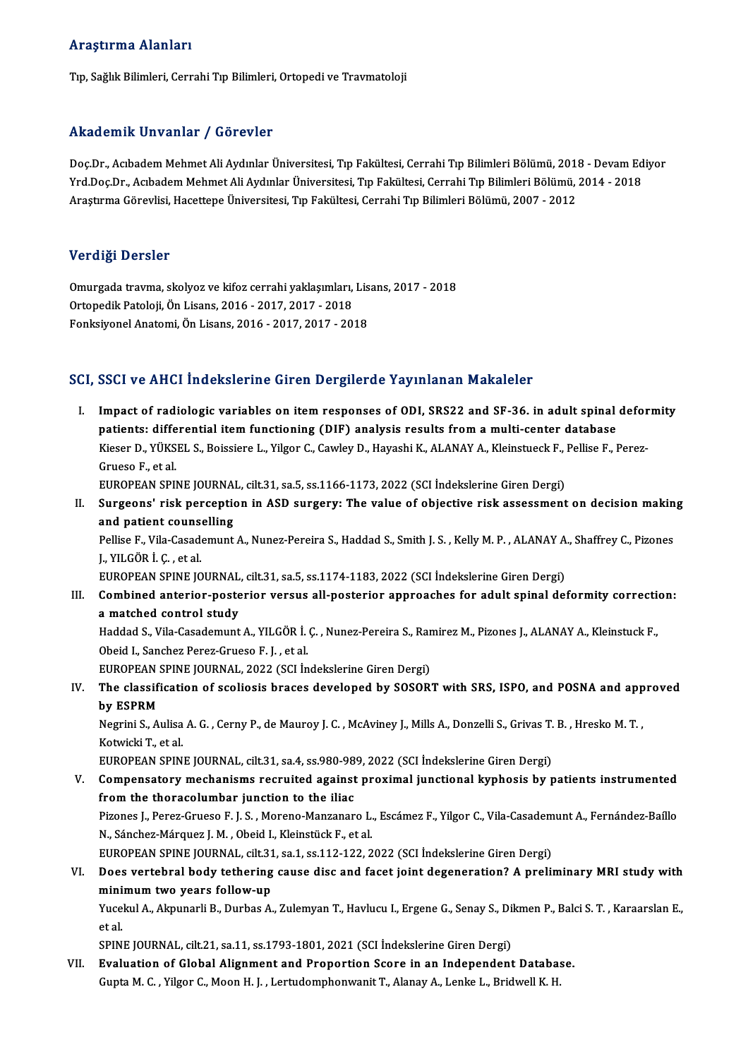## Araştırma Alanları

Tıp, Sağlık Bilimleri, Cerrahi Tıp Bilimleri, Ortopedi ve Travmatoloji

## Akademik Unvanlar / Görevler

Doç.Dr., Acıbadem Mehmet Ali Aydınlar Üniversitesi, Tıp Fakültesi, Cerrahi Tıp Bilimleri Bölümü, 2018 - Devam Ediyor
Yrd.Doç.Dr., Acıbadem Mehmet Ali Aydınlar Üniversitesi, Tıp Fakültesi, Cerrahi Tıp Bilimleri Bölümü, 2014 - 2018
Araştırma Görevlisi, Hacettepe Üniversitesi, Tıp Fakültesi, Cerrahi Tıp Bilimleri Bölümü, 2007 - 2012

## Verdiği Dersler

Omurgada travma, skolyoz ve kifoz cerrahi yaklaşımları, Lisans, 2017 - 2018
Ortopedik Patoloji, Ön Lisans, 2016 - 2017, 2017 - 2018
Fonksiyonel Anatomi, Ön Lisans, 2016 - 2017, 2017 - 2018

## SCI, SSCI ve AHCI İndekslerine Giren Dergilerde Yayınlanan Makaleler

I. **Impact of radiologic variables on item responses of ODI, SRS22 and SF-36. in adult spinal deformity patients: differential item functioning (DIF) analysis results from a multi-center database**
Kieser D., YÜKSEL S., Boissiere L., Yilgor C., Cawley D., Hayashi K., ALANAY A., Kleinstueck F., Pellise F., Perez-Grueso F., et al.
EUROPEAN SPINE JOURNAL, cilt.31, sa.5, ss.1166-1173, 2022 (SCI İndekslerine Giren Dergi)

II. **Surgeons' risk perception in ASD surgery: The value of objective risk assessment on decision making and patient counselling**
Pellise F., Vila-Casademunt A., Nunez-Pereira S., Haddad S., Smith J. S. , Kelly M. P. , ALANAY A., Shaffrey C., Pizones J., YILGÖR İ. Ç. , et al.
EUROPEAN SPINE JOURNAL, cilt.31, sa.5, ss.1174-1183, 2022 (SCI İndekslerine Giren Dergi)

III. **Combined anterior-posterior versus all-posterior approaches for adult spinal deformity correction: a matched control study**
Haddad S., Vila-Casademunt A., YILGÖR İ. Ç. , Nunez-Pereira S., Ramirez M., Pizones J., ALANAY A., Kleinstuck F., Obeid I., Sanchez Perez-Grueso F. J. , et al.
EUROPEAN SPINE JOURNAL, 2022 (SCI İndekslerine Giren Dergi)

IV. **The classification of scoliosis braces developed by SOSORT with SRS, ISPO, and POSNA and approved by ESPRM**
Negrini S., Aulisa A. G. , Cerny P., de Mauroy J. C. , McAviney J., Mills A., Donzelli S., Grivas T. B. , Hresko M. T. , Kotwicki T., et al.
EUROPEAN SPINE JOURNAL, cilt.31, sa.4, ss.980-989, 2022 (SCI İndekslerine Giren Dergi)

V. **Compensatory mechanisms recruited against proximal junctional kyphosis by patients instrumented from the thoracolumbar junction to the iliac**
Pizones J., Perez-Grueso F. J. S. , Moreno-Manzanaro L., Escámez F., Yilgor C., Vila-Casademunt A., Fernández-Baíllo N., Sánchez-Márquez J. M. , Obeid I., Kleinstück F., et al.
EUROPEAN SPINE JOURNAL, cilt.31, sa.1, ss.112-122, 2022 (SCI İndekslerine Giren Dergi)

VI. **Does vertebral body tethering cause disc and facet joint degeneration? A preliminary MRI study with minimum two years follow-up**
Yucekul A., Akpunarli B., Durbas A., Zulemyan T., Havlucu I., Ergene G., Senay S., Dikmen P., Balci S. T. , Karaarslan E., et al.
SPINE JOURNAL, cilt.21, sa.11, ss.1793-1801, 2021 (SCI İndekslerine Giren Dergi)

VII. **Evaluation of Global Alignment and Proportion Score in an Independent Database.**
Gupta M. C. , Yilgor C., Moon H. J. , Lertudomphonwanit T., Alanay A., Lenke L., Bridwell K. H.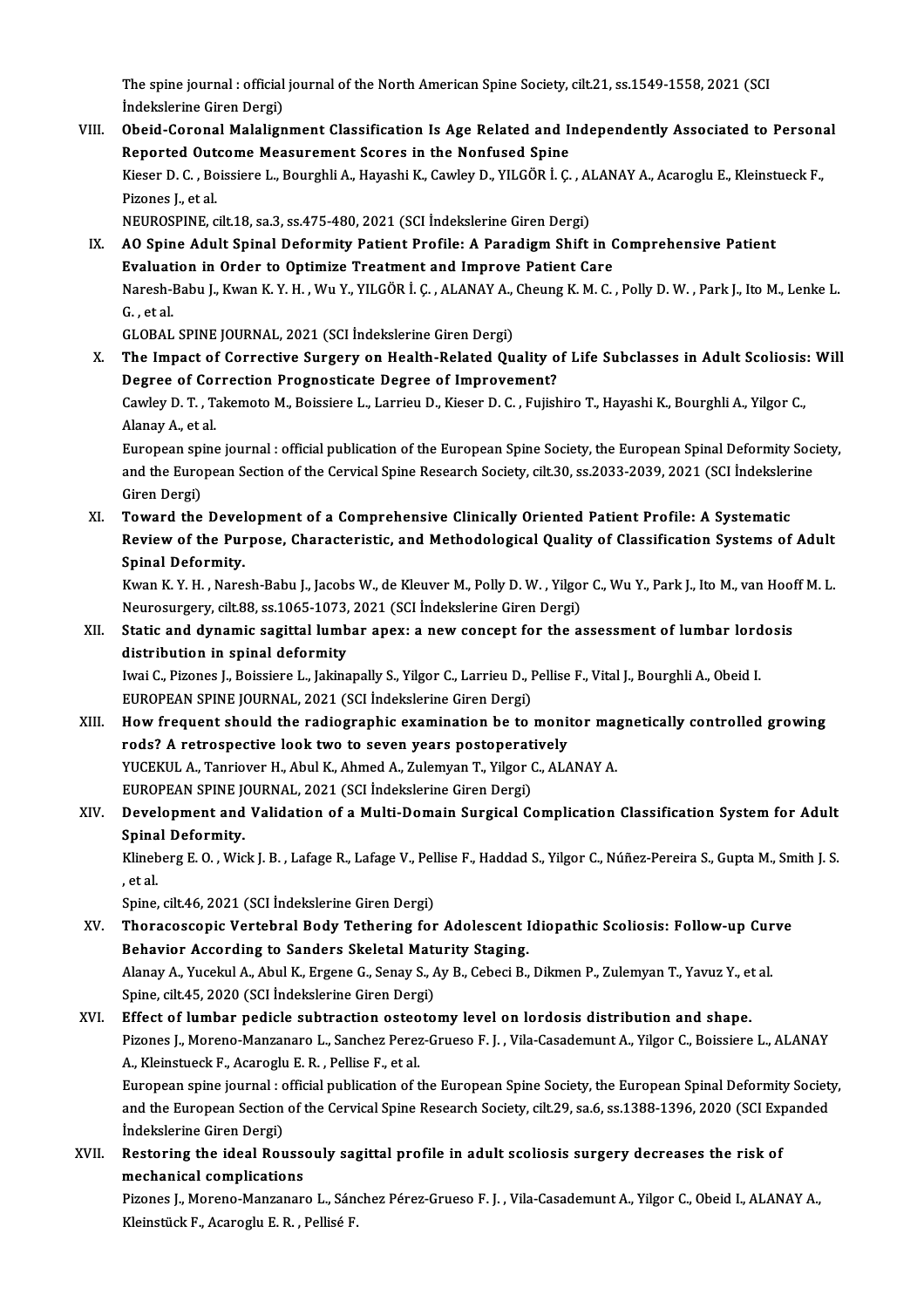The spine journal : official journal of the North American Spine Society, cilt.21, ss.1549-1558, 2021 (SCI İndekslerine Giren Dergi)

VIII. **Obeid-Coronal Malalignment Classification Is Age Related and Independently Associated to Personal Reported Outcome Measurement Scores in the Nonfused Spine**
Kieser D. C. , Boissiere L., Bourghli A., Hayashi K., Cawley D., YILGÖR İ. Ç. , ALANAY A., Acaroglu E., Kleinstueck F., Pizones J., et al.
NEUROSPINE, cilt.18, sa.3, ss.475-480, 2021 (SCI İndekslerine Giren Dergi)

IX. **AO Spine Adult Spinal Deformity Patient Profile: A Paradigm Shift in Comprehensive Patient Evaluation in Order to Optimize Treatment and Improve Patient Care**
Naresh-Babu J., Kwan K. Y. H. , Wu Y., YILGÖR İ. Ç. , ALANAY A., Cheung K. M. C. , Polly D. W. , Park J., Ito M., Lenke L. G. , et al.
GLOBAL SPINE JOURNAL, 2021 (SCI İndekslerine Giren Dergi)

X. **The Impact of Corrective Surgery on Health-Related Quality of Life Subclasses in Adult Scoliosis: Will Degree of Correction Prognosticate Degree of Improvement?**
Cawley D. T. , Takemoto M., Boissiere L., Larrieu D., Kieser D. C. , Fujishiro T., Hayashi K., Bourghli A., Yilgor C., Alanay A., et al.
European spine journal : official publication of the European Spine Society, the European Spinal Deformity Society, and the European Section of the Cervical Spine Research Society, cilt.30, ss.2033-2039, 2021 (SCI İndekslerine Giren Dergi)

XI. **Toward the Development of a Comprehensive Clinically Oriented Patient Profile: A Systematic Review of the Purpose, Characteristic, and Methodological Quality of Classification Systems of Adult Spinal Deformity.**
Kwan K. Y. H. , Naresh-Babu J., Jacobs W., de Kleuver M., Polly D. W. , Yilgor C., Wu Y., Park J., Ito M., van Hooff M. L.
Neurosurgery, cilt.88, ss.1065-1073, 2021 (SCI İndekslerine Giren Dergi)

XII. **Static and dynamic sagittal lumbar apex: a new concept for the assessment of lumbar lordosis distribution in spinal deformity**
Iwai C., Pizones J., Boissiere L., Jakinapally S., Yilgor C., Larrieu D., Pellise F., Vital J., Bourghli A., Obeid I.
EUROPEAN SPINE JOURNAL, 2021 (SCI İndekslerine Giren Dergi)

XIII. **How frequent should the radiographic examination be to monitor magnetically controlled growing rods? A retrospective look two to seven years postoperatively**
YUCEKUL A., Tanriover H., Abul K., Ahmed A., Zulemyan T., Yilgor C., ALANAY A.
EUROPEAN SPINE JOURNAL, 2021 (SCI İndekslerine Giren Dergi)

XIV. **Development and Validation of a Multi-Domain Surgical Complication Classification System for Adult Spinal Deformity.**
Klineberg E. O. , Wick J. B. , Lafage R., Lafage V., Pellise F., Haddad S., Yilgor C., Núñez-Pereira S., Gupta M., Smith J. S. , et al.
Spine, cilt.46, 2021 (SCI İndekslerine Giren Dergi)

XV. **Thoracoscopic Vertebral Body Tethering for Adolescent Idiopathic Scoliosis: Follow-up Curve Behavior According to Sanders Skeletal Maturity Staging.**
Alanay A., Yucekul A., Abul K., Ergene G., Senay S., Ay B., Cebeci B., Dikmen P., Zulemyan T., Yavuz Y., et al.
Spine, cilt.45, 2020 (SCI İndekslerine Giren Dergi)

XVI. **Effect of lumbar pedicle subtraction osteotomy level on lordosis distribution and shape.**
Pizones J., Moreno-Manzanaro L., Sanchez Perez-Grueso F. J. , Vila-Casademunt A., Yilgor C., Boissiere L., ALANAY A., Kleinstueck F., Acaroglu E. R. , Pellise F., et al.
European spine journal : official publication of the European Spine Society, the European Spinal Deformity Society, and the European Section of the Cervical Spine Research Society, cilt.29, sa.6, ss.1388-1396, 2020 (SCI Expanded İndekslerine Giren Dergi)

XVII. **Restoring the ideal Roussouly sagittal profile in adult scoliosis surgery decreases the risk of mechanical complications**
Pizones J., Moreno-Manzanaro L., Sánchez Pérez-Grueso F. J. , Vila-Casademunt A., Yilgor C., Obeid I., ALANAY A., Kleinstück F., Acaroglu E. R. , Pellisé F.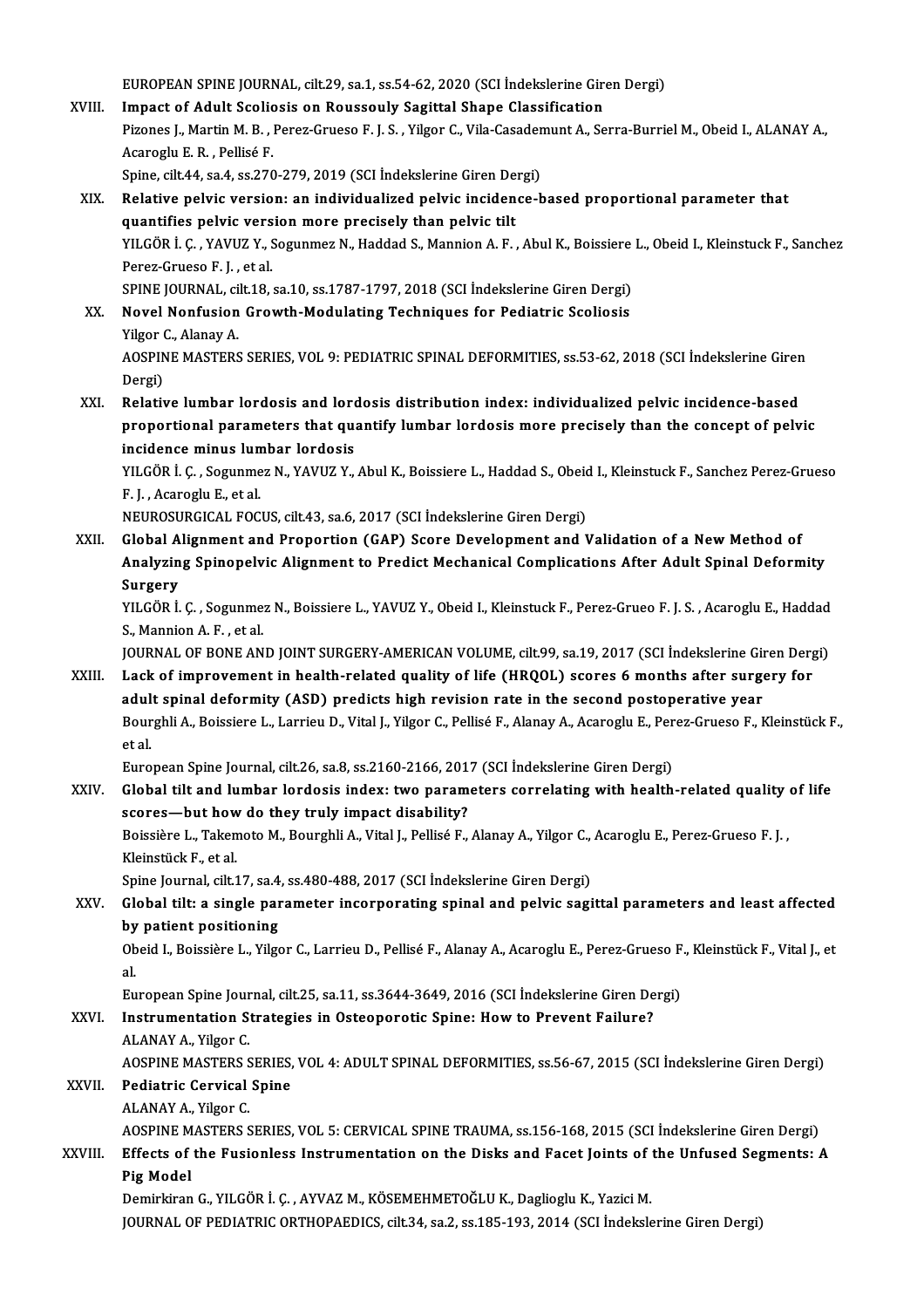EUROPEAN SPINE JOURNAL, cilt.29, sa.1, ss.54-62, 2020 (SCI İndekslerine Giren Dergi)

XVIII. **Impact of Adult Scoliosis on Roussouly Sagittal Shape Classification**
Pizones J., Martin M. B. , Perez-Grueso F. J. S. , Yilgor C., Vila-Casademunt A., Serra-Burriel M., Obeid I., ALANAY A., Acaroglu E. R. , Pellisé F.
Spine, cilt.44, sa.4, ss.270-279, 2019 (SCI İndekslerine Giren Dergi)

XIX. **Relative pelvic version: an individualized pelvic incidence-based proportional parameter that quantifies pelvic version more precisely than pelvic tilt**
YILGÖR İ. Ç. , YAVUZ Y., Sogunmez N., Haddad S., Mannion A. F. , Abul K., Boissiere L., Obeid I., Kleinstuck F., Sanchez Perez-Grueso F. J. , et al.
SPINE JOURNAL, cilt.18, sa.10, ss.1787-1797, 2018 (SCI İndekslerine Giren Dergi)

XX. **Novel Nonfusion Growth-Modulating Techniques for Pediatric Scoliosis**
Yilgor C., Alanay A.
AOSPINE MASTERS SERIES, VOL 9: PEDIATRIC SPINAL DEFORMITIES, ss.53-62, 2018 (SCI İndekslerine Giren Dergi)

XXI. **Relative lumbar lordosis and lordosis distribution index: individualized pelvic incidence-based proportional parameters that quantify lumbar lordosis more precisely than the concept of pelvic incidence minus lumbar lordosis**
YILGÖR İ. Ç. , Sogunmez N., YAVUZ Y., Abul K., Boissiere L., Haddad S., Obeid I., Kleinstuck F., Sanchez Perez-Grueso F. J. , Acaroglu E., et al.
NEUROSURGICAL FOCUS, cilt.43, sa.6, 2017 (SCI İndekslerine Giren Dergi)

XXII. **Global Alignment and Proportion (GAP) Score Development and Validation of a New Method of Analyzing Spinopelvic Alignment to Predict Mechanical Complications After Adult Spinal Deformity Surgery**
YILGÖR İ. Ç. , Sogunmez N., Boissiere L., YAVUZ Y., Obeid I., Kleinstuck F., Perez-Grueo F. J. S. , Acaroglu E., Haddad S., Mannion A. F. , et al.
JOURNAL OF BONE AND JOINT SURGERY-AMERICAN VOLUME, cilt.99, sa.19, 2017 (SCI İndekslerine Giren Dergi)

XXIII. **Lack of improvement in health-related quality of life (HRQOL) scores 6 months after surgery for adult spinal deformity (ASD) predicts high revision rate in the second postoperative year**
Bourghli A., Boissiere L., Larrieu D., Vital J., Yilgor C., Pellisé F., Alanay A., Acaroglu E., Perez-Grueso F., Kleinstück F., et al.
European Spine Journal, cilt.26, sa.8, ss.2160-2166, 2017 (SCI İndekslerine Giren Dergi)

XXIV. **Global tilt and lumbar lordosis index: two parameters correlating with health-related quality of life scores—but how do they truly impact disability?**
Boissière L., Takemoto M., Bourghli A., Vital J., Pellisé F., Alanay A., Yilgor C., Acaroglu E., Perez-Grueso F. J. , Kleinstück F., et al.
Spine Journal, cilt.17, sa.4, ss.480-488, 2017 (SCI İndekslerine Giren Dergi)

XXV. **Global tilt: a single parameter incorporating spinal and pelvic sagittal parameters and least affected by patient positioning**
Obeid I., Boissière L., Yilgor C., Larrieu D., Pellisé F., Alanay A., Acaroglu E., Perez-Grueso F., Kleinstück F., Vital J., et al.
European Spine Journal, cilt.25, sa.11, ss.3644-3649, 2016 (SCI İndekslerine Giren Dergi)

XXVI. **Instrumentation Strategies in Osteoporotic Spine: How to Prevent Failure?**
ALANAY A., Yilgor C.
AOSPINE MASTERS SERIES, VOL 4: ADULT SPINAL DEFORMITIES, ss.56-67, 2015 (SCI İndekslerine Giren Dergi)

XXVII. **Pediatric Cervical Spine**
ALANAY A., Yilgor C.
AOSPINE MASTERS SERIES, VOL 5: CERVICAL SPINE TRAUMA, ss.156-168, 2015 (SCI İndekslerine Giren Dergi)

XXVIII. **Effects of the Fusionless Instrumentation on the Disks and Facet Joints of the Unfused Segments: A Pig Model**
Demirkiran G., YILGÖR İ. Ç. , AYVAZ M., KÖSEMEHMETOĞLU K., Daglioglu K., Yazici M.
JOURNAL OF PEDIATRIC ORTHOPAEDICS, cilt.34, sa.2, ss.185-193, 2014 (SCI İndekslerine Giren Dergi)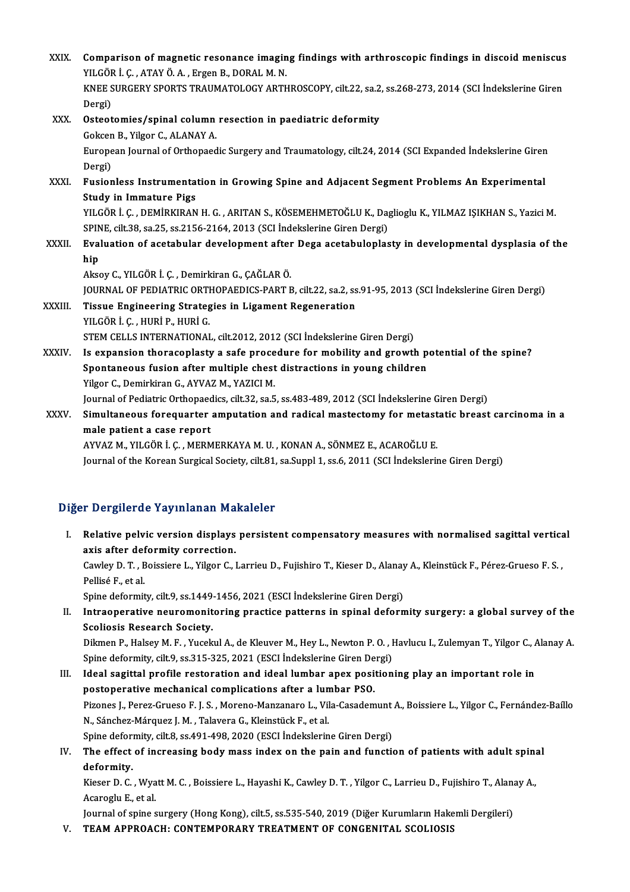XXIX. **Comparison of magnetic resonance imaging findings with arthroscopic findings in discoid meniscus**
YILGÖR İ. Ç. , ATAY Ö. A. , Ergen B., DORAL M. N.
KNEE SURGERY SPORTS TRAUMATOLOGY ARTHROSCOPY, cilt.22, sa.2, ss.268-273, 2014 (SCI İndekslerine Giren Dergi)

XXX. **Osteotomies/spinal column resection in paediatric deformity**
Gokcen B., Yilgor C., ALANAY A.
European Journal of Orthopaedic Surgery and Traumatology, cilt.24, 2014 (SCI Expanded İndekslerine Giren Dergi)

XXXI. **Fusionless Instrumentation in Growing Spine and Adjacent Segment Problems An Experimental Study in Immature Pigs**
YILGÖR İ. Ç. , DEMİRKIRAN H. G. , ARITAN S., KÖSEMEHMETOĞLU K., Daglioglu K., YILMAZ IŞIKHAN S., Yazici M.
SPINE, cilt.38, sa.25, ss.2156-2164, 2013 (SCI İndekslerine Giren Dergi)

XXXII. **Evaluation of acetabular development after Dega acetabuloplasty in developmental dysplasia of the hip**
Aksoy C., YILGÖR İ. Ç. , Demirkiran G., ÇAĞLAR Ö.
JOURNAL OF PEDIATRIC ORTHOPAEDICS-PART B, cilt.22, sa.2, ss.91-95, 2013 (SCI İndekslerine Giren Dergi)

XXXIII. **Tissue Engineering Strategies in Ligament Regeneration**
YILGÖR İ. Ç. , HURİ P., HURİ G.
STEM CELLS INTERNATIONAL, cilt.2012, 2012 (SCI İndekslerine Giren Dergi)

XXXIV. **Is expansion thoracoplasty a safe procedure for mobility and growth potential of the spine? Spontaneous fusion after multiple chest distractions in young children**
Yilgor C., Demirkiran G., AYVAZ M., YAZICI M.
Journal of Pediatric Orthopaedics, cilt.32, sa.5, ss.483-489, 2012 (SCI İndekslerine Giren Dergi)

XXXV. **Simultaneous forequarter amputation and radical mastectomy for metastatic breast carcinoma in a male patient a case report**
AYVAZ M., YILGÖR İ. Ç. , MERMERKAYA M. U. , KONAN A., SÖNMEZ E., ACAROĞLU E.
Journal of the Korean Surgical Society, cilt.81, sa.Suppl 1, ss.6, 2011 (SCI İndekslerine Giren Dergi)

## Diğer Dergilerde Yayınlanan Makaleler

I. **Relative pelvic version displays persistent compensatory measures with normalised sagittal vertical axis after deformity correction.**
Cawley D. T. , Boissiere L., Yilgor C., Larrieu D., Fujishiro T., Kieser D., Alanay A., Kleinstück F., Pérez-Grueso F. S. , Pellisé F., et al.
Spine deformity, cilt.9, ss.1449-1456, 2021 (ESCI İndekslerine Giren Dergi)

II. **Intraoperative neuromonitoring practice patterns in spinal deformity surgery: a global survey of the Scoliosis Research Society.**
Dikmen P., Halsey M. F. , Yucekul A., de Kleuver M., Hey L., Newton P. O. , Havlucu I., Zulemyan T., Yilgor C., Alanay A.
Spine deformity, cilt.9, ss.315-325, 2021 (ESCI İndekslerine Giren Dergi)

III. **Ideal sagittal profile restoration and ideal lumbar apex positioning play an important role in postoperative mechanical complications after a lumbar PSO.**
Pizones J., Perez-Grueso F. J. S. , Moreno-Manzanaro L., Vila-Casademunt A., Boissiere L., Yilgor C., Fernández-Baíllo N., Sánchez-Márquez J. M. , Talavera G., Kleinstück F., et al.
Spine deformity, cilt.8, ss.491-498, 2020 (ESCI İndekslerine Giren Dergi)

IV. **The effect of increasing body mass index on the pain and function of patients with adult spinal deformity.**
Kieser D. C. , Wyatt M. C. , Boissiere L., Hayashi K., Cawley D. T. , Yilgor C., Larrieu D., Fujishiro T., Alanay A., Acaroglu E., et al.
Journal of spine surgery (Hong Kong), cilt.5, ss.535-540, 2019 (Diğer Kurumların Hakemli Dergileri)

V. **TEAM APPROACH: CONTEMPORARY TREATMENT OF CONGENITAL SCOLIOSIS**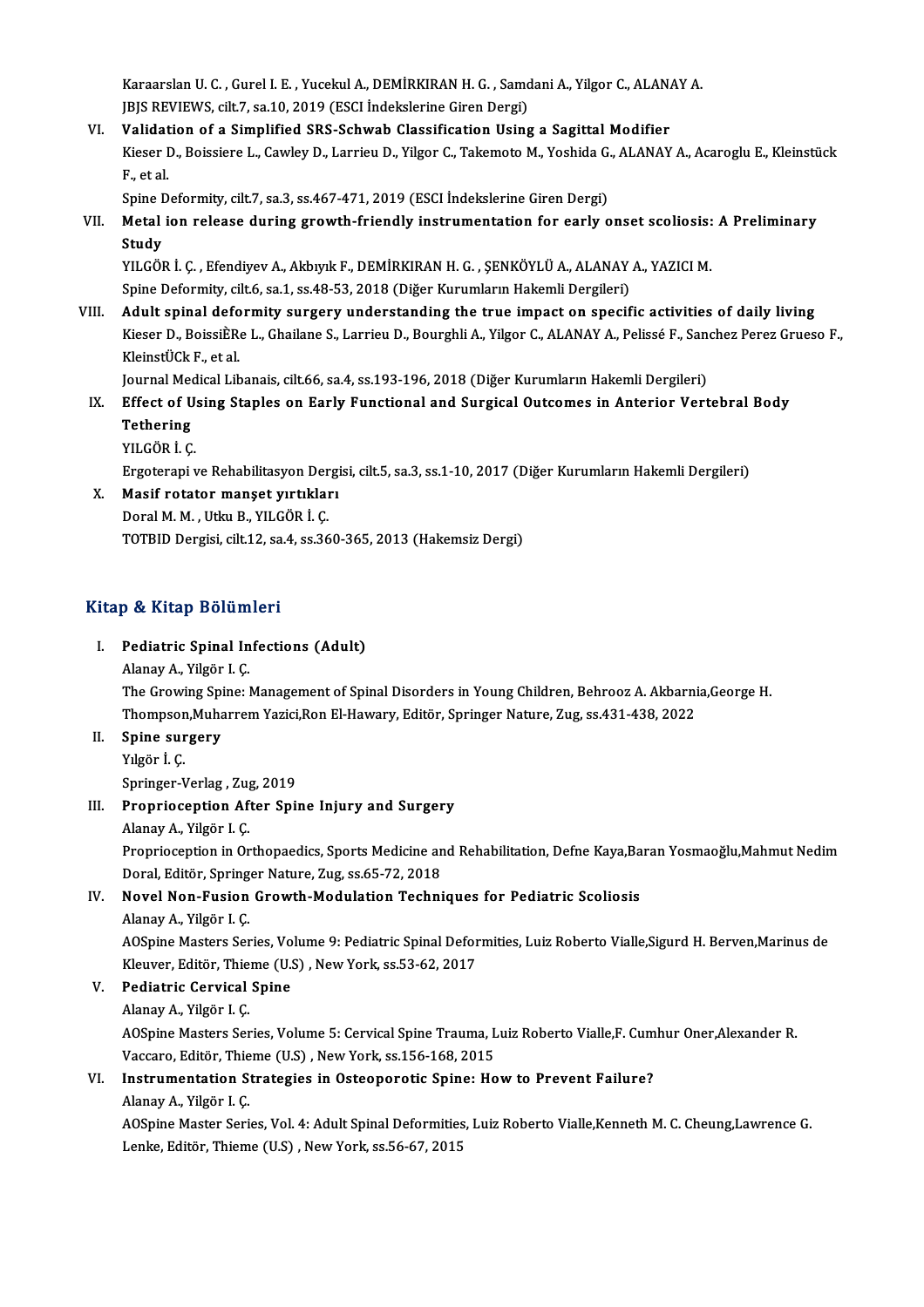Karaarslan U. C. , Gurel I. E. , Yucekul A., DEMİRKIRAN H. G. , Samdani A., Yilgor C., ALANAY A.
JBJS REVIEWS, cilt.7, sa.10, 2019 (ESCI İndekslerine Giren Dergi)

VI. **Validation of a Simplified SRS-Schwab Classification Using a Sagittal Modifier**
Kieser D., Boissiere L., Cawley D., Larrieu D., Yilgor C., Takemoto M., Yoshida G., ALANAY A., Acaroglu E., Kleinstück F., et al.
Spine Deformity, cilt.7, sa.3, ss.467-471, 2019 (ESCI İndekslerine Giren Dergi)

VII. **Metal ion release during growth-friendly instrumentation for early onset scoliosis: A Preliminary Study**
YILGÖR İ. Ç. , Efendiyev A., Akbıyık F., DEMİRKIRAN H. G. , ŞENKÖYLÜ A., ALANAY A., YAZICI M.
Spine Deformity, cilt.6, sa.1, ss.48-53, 2018 (Diğer Kurumların Hakemli Dergileri)

VIII. **Adult spinal deformity surgery understanding the true impact on specific activities of daily living**
Kieser D., BoissiÈRe L., Ghailane S., Larrieu D., Bourghli A., Yilgor C., ALANAY A., Pelissé F., Sanchez Perez Grueso F., KleinstÜCk F., et al.
Journal Medical Libanais, cilt.66, sa.4, ss.193-196, 2018 (Diğer Kurumların Hakemli Dergileri)

IX. **Effect of Using Staples on Early Functional and Surgical Outcomes in Anterior Vertebral Body Tethering**
YILGÖR İ. Ç.
Ergoterapi ve Rehabilitasyon Dergisi, cilt.5, sa.3, ss.1-10, 2017 (Diğer Kurumların Hakemli Dergileri)

X. **Masif rotator manşet yırtıkları**
Doral M. M. , Utku B., YILGÖR İ. Ç.
TOTBID Dergisi, cilt.12, sa.4, ss.360-365, 2013 (Hakemsiz Dergi)

## Kitap & Kitap Bölümleri

I. **Pediatric Spinal Infections (Adult)**
Alanay A., Yilgör I. Ç.
The Growing Spine: Management of Spinal Disorders in Young Children, Behrooz A. Akbarnia,George H. Thompson,Muharrem Yazici,Ron El-Hawary, Editör, Springer Nature, Zug, ss.431-438, 2022

II. **Spine surgery**
Yılgör İ. Ç.
Springer-Verlag , Zug, 2019

III. **Proprioception After Spine Injury and Surgery**
Alanay A., Yilgör I. Ç.
Proprioception in Orthopaedics, Sports Medicine and Rehabilitation, Defne Kaya,Baran Yosmaoğlu,Mahmut Nedim Doral, Editör, Springer Nature, Zug, ss.65-72, 2018

IV. **Novel Non-Fusion Growth-Modulation Techniques for Pediatric Scoliosis**
Alanay A., Yilgör I. Ç.
AOSpine Masters Series, Volume 9: Pediatric Spinal Deformities, Luiz Roberto Vialle,Sigurd H. Berven,Marinus de Kleuver, Editör, Thieme (U.S) , New York, ss.53-62, 2017

V. **Pediatric Cervical Spine**
Alanay A., Yilgör I. Ç.
AOSpine Masters Series, Volume 5: Cervical Spine Trauma, Luiz Roberto Vialle,F. Cumhur Oner,Alexander R. Vaccaro, Editör, Thieme (U.S) , New York, ss.156-168, 2015

VI. **Instrumentation Strategies in Osteoporotic Spine: How to Prevent Failure?**
Alanay A., Yilgör I. Ç.
AOSpine Master Series, Vol. 4: Adult Spinal Deformities, Luiz Roberto Vialle,Kenneth M. C. Cheung,Lawrence G. Lenke, Editör, Thieme (U.S) , New York, ss.56-67, 2015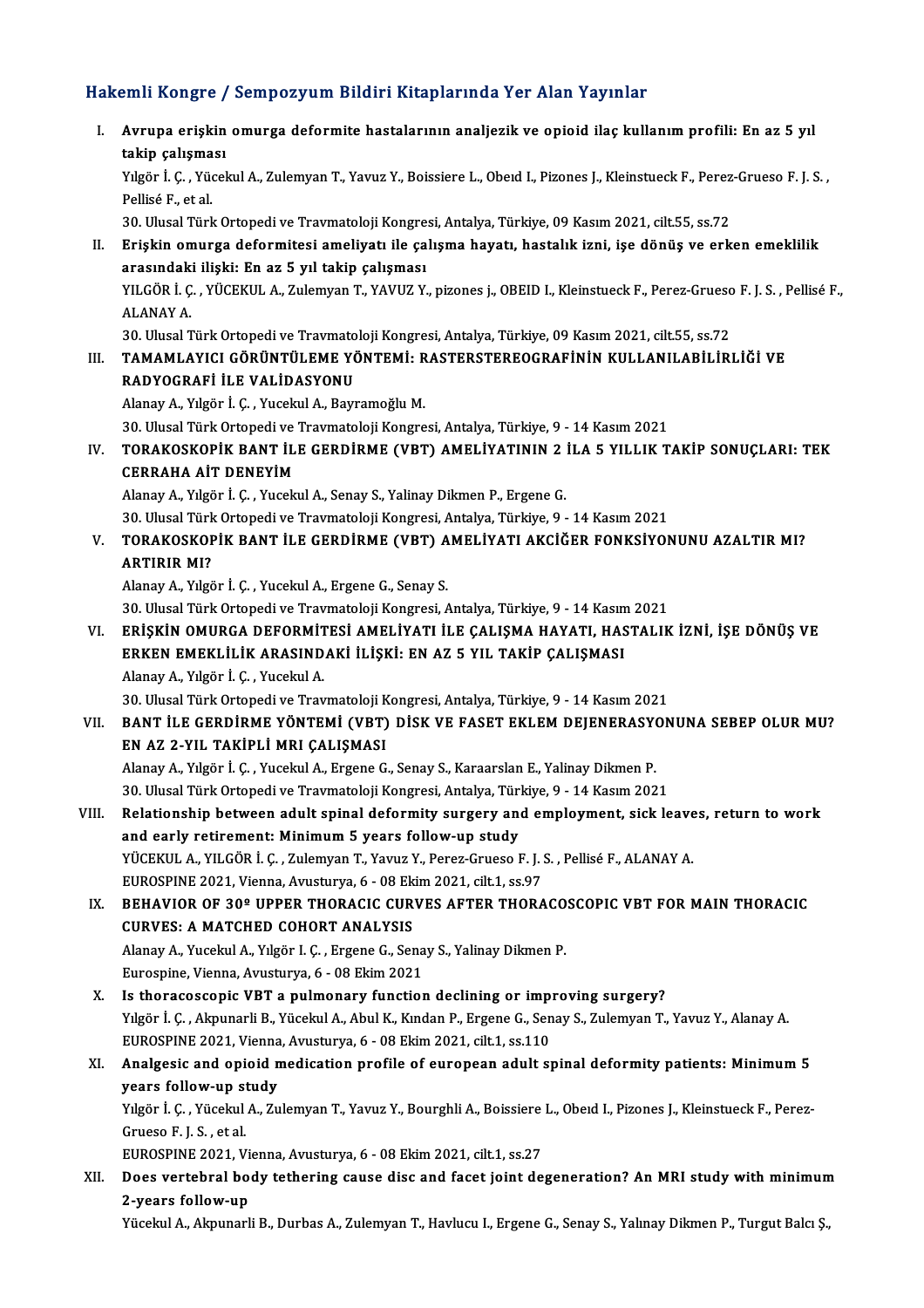## Hakemli Kongre / Sempozyum Bildiri Kitaplarında Yer Alan Yayınlar

I. **Avrupa erişkin omurga deformite hastalarının analjezik ve opioid ilaç kullanım profili: En az 5 yıl takip çalışması**
Yılgör İ. Ç. , Yücekul A., Zulemyan T., Yavuz Y., Boissiere L., Obeıd I., Pizones J., Kleinstueck F., Perez-Grueso F. J. S. , Pellisé F., et al.
30. Ulusal Türk Ortopedi ve Travmatoloji Kongresi, Antalya, Türkiye, 09 Kasım 2021, cilt.55, ss.72

II. **Erişkin omurga deformitesi ameliyatı ile çalışma hayatı, hastalık izni, işe dönüş ve erken emeklilik arasındaki ilişki: En az 5 yıl takip çalışması**
YILGÖR İ. Ç. , YÜCEKUL A., Zulemyan T., YAVUZ Y., pizones j., OBEID I., Kleinstueck F., Perez-Grueso F. J. S. , Pellisé F., ALANAY A.
30. Ulusal Türk Ortopedi ve Travmatoloji Kongresi, Antalya, Türkiye, 09 Kasım 2021, cilt.55, ss.72

III. **TAMAMLAYICI GÖRÜNTÜLEME YÖNTEMİ: RASTERSTEREOGRAFİNİN KULLANILABİLİRLİĞİ VE RADYOGRAFİ İLE VALİDASYONU**
Alanay A., Yılgör İ. Ç. , Yucekul A., Bayramoğlu M.
30. Ulusal Türk Ortopedi ve Travmatoloji Kongresi, Antalya, Türkiye, 9 - 14 Kasım 2021

IV. **TORAKOSKOPİK BANT İLE GERDİRME (VBT) AMELİYATININ 2 İLA 5 YILLIK TAKİP SONUÇLARI: TEK CERRAHA AİT DENEYİM**
Alanay A., Yılgör İ. Ç. , Yucekul A., Senay S., Yalinay Dikmen P., Ergene G.
30. Ulusal Türk Ortopedi ve Travmatoloji Kongresi, Antalya, Türkiye, 9 - 14 Kasım 2021

V. **TORAKOSKOPİK BANT İLE GERDİRME (VBT) AMELİYATI AKCİĞER FONKSİYONUNU AZALTIR MI? ARTIRIR MI?**
Alanay A., Yılgör İ. Ç. , Yucekul A., Ergene G., Senay S.
30. Ulusal Türk Ortopedi ve Travmatoloji Kongresi, Antalya, Türkiye, 9 - 14 Kasım 2021

VI. **ERİŞKİN OMURGA DEFORMİTESİ AMELİYATI İLE ÇALIŞMA HAYATI, HASTALIK İZNİ, İŞE DÖNÜŞ VE ERKEN EMEKLİLİK ARASINDAKİ İLİŞKİ: EN AZ 5 YIL TAKİP ÇALIŞMASI**
Alanay A., Yılgör İ. Ç. , Yucekul A.
30. Ulusal Türk Ortopedi ve Travmatoloji Kongresi, Antalya, Türkiye, 9 - 14 Kasım 2021

VII. **BANT İLE GERDİRME YÖNTEMİ (VBT) DİSK VE FASET EKLEM DEJENERASYONUNA SEBEP OLUR MU? EN AZ 2-YIL TAKİPLİ MRI ÇALIŞMASI**
Alanay A., Yılgör İ. Ç. , Yucekul A., Ergene G., Senay S., Karaarslan E., Yalinay Dikmen P.
30. Ulusal Türk Ortopedi ve Travmatoloji Kongresi, Antalya, Türkiye, 9 - 14 Kasım 2021

VIII. **Relationship between adult spinal deformity surgery and employment, sick leaves, return to work and early retirement: Minimum 5 years follow-up study**
YÜCEKUL A., YILGÖR İ. Ç. , Zulemyan T., Yavuz Y., Perez-Grueso F. J. S. , Pellisé F., ALANAY A.
EUROSPINE 2021, Vienna, Avusturya, 6 - 08 Ekim 2021, cilt.1, ss.97

IX. **BEHAVIOR OF 30º UPPER THORACIC CURVES AFTER THORACOSCOPIC VBT FOR MAIN THORACIC CURVES: A MATCHED COHORT ANALYSIS**
Alanay A., Yucekul A., Yılgör I. Ç. , Ergene G., Senay S., Yalinay Dikmen P.
Eurospine, Vienna, Avusturya, 6 - 08 Ekim 2021

X. **Is thoracoscopic VBT a pulmonary function declining or improving surgery?**
Yılgör İ. Ç. , Akpunarli B., Yücekul A., Abul K., Kından P., Ergene G., Senay S., Zulemyan T., Yavuz Y., Alanay A.
EUROSPINE 2021, Vienna, Avusturya, 6 - 08 Ekim 2021, cilt.1, ss.110

XI. **Analgesic and opioid medication profile of european adult spinal deformity patients: Minimum 5 years follow-up study**
Yılgör İ. Ç. , Yücekul A., Zulemyan T., Yavuz Y., Bourghli A., Boissiere L., Obeıd I., Pizones J., Kleinstueck F., Perez-Grueso F. J. S. , et al.
EUROSPINE 2021, Vienna, Avusturya, 6 - 08 Ekim 2021, cilt.1, ss.27

XII. **Does vertebral body tethering cause disc and facet joint degeneration? An MRI study with minimum 2-years follow-up**
Yücekul A., Akpunarli B., Durbas A., Zulemyan T., Havlucu I., Ergene G., Senay S., Yalınay Dikmen P., Turgut Balcı Ş.,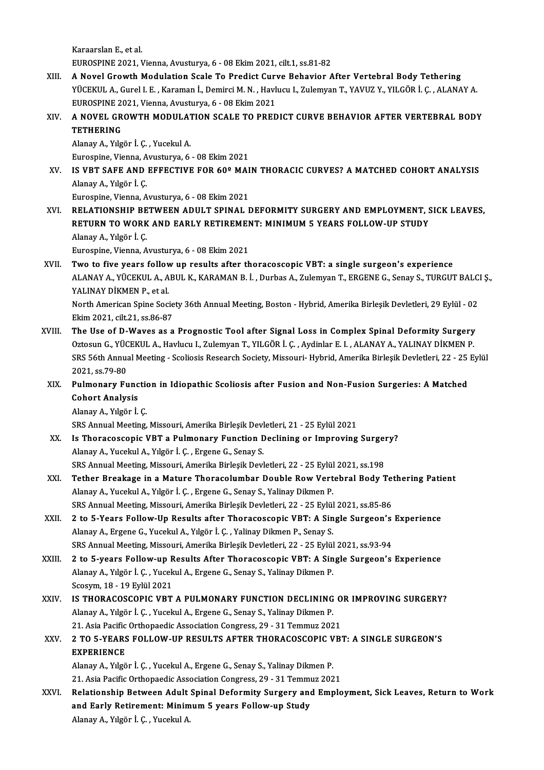Karaarslan E., et al.
EUROSPINE 2021, Vienna, Avusturya, 6 - 08 Ekim 2021, cilt.1, ss.81-82

XIII. **A Novel Growth Modulation Scale To Predict Curve Behavior After Vertebral Body Tethering**
YÜCEKUL A., Gurel I. E. , Karaman İ., Demirci M. N. , Havlucu I., Zulemyan T., YAVUZ Y., YILGÖR İ. Ç. , ALANAY A.
EUROSPINE 2021, Vienna, Avusturya, 6 - 08 Ekim 2021

XIV. **A NOVEL GROWTH MODULATION SCALE TO PREDICT CURVE BEHAVIOR AFTER VERTEBRAL BODY TETHERING**
Alanay A., Yılgör İ. Ç. , Yucekul A.
Eurospine, Vienna, Avusturya, 6 - 08 Ekim 2021

XV. **IS VBT SAFE AND EFFECTIVE FOR 60º MAIN THORACIC CURVES? A MATCHED COHORT ANALYSIS**
Alanay A., Yılgör İ. Ç.
Eurospine, Vienna, Avusturya, 6 - 08 Ekim 2021

XVI. **RELATIONSHIP BETWEEN ADULT SPINAL DEFORMITY SURGERY AND EMPLOYMENT, SICK LEAVES, RETURN TO WORK AND EARLY RETIREMENT: MINIMUM 5 YEARS FOLLOW-UP STUDY**
Alanay A., Yılgör İ. Ç.
Eurospine, Vienna, Avusturya, 6 - 08 Ekim 2021

XVII. **Two to five years follow up results after thoracoscopic VBT: a single surgeon's experience**
ALANAY A., YÜCEKUL A., ABUL K., KARAMAN B. İ. , Durbas A., Zulemyan T., ERGENE G., Senay S., TURGUT BALCI Ş., YALINAY DİKMEN P., et al.
North American Spine Society 36th Annual Meeting, Boston - Hybrid, Amerika Birleşik Devletleri, 29 Eylül - 02 Ekim 2021, cilt.21, ss.86-87

XVIII. **The Use of D-Waves as a Prognostic Tool after Signal Loss in Complex Spinal Deformity Surgery**
Oztosun G., YÜCEKUL A., Havlucu I., Zulemyan T., YILGÖR İ. Ç. , Aydinlar E. I. , ALANAY A., YALINAY DİKMEN P.
SRS 56th Annual Meeting - Scoliosis Research Society, Missouri- Hybrid, Amerika Birleşik Devletleri, 22 - 25 Eylül 2021, ss.79-80

XIX. **Pulmonary Function in Idiopathic Scoliosis after Fusion and Non-Fusion Surgeries: A Matched Cohort Analysis**
Alanay A., Yılgör İ. Ç.
SRS Annual Meeting, Missouri, Amerika Birleşik Devletleri, 21 - 25 Eylül 2021

XX. **Is Thoracoscopic VBT a Pulmonary Function Declining or Improving Surgery?**
Alanay A., Yucekul A., Yılgör İ. Ç. , Ergene G., Senay S.
SRS Annual Meeting, Missouri, Amerika Birleşik Devletleri, 22 - 25 Eylül 2021, ss.198

XXI. **Tether Breakage in a Mature Thoracolumbar Double Row Vertebral Body Tethering Patient**
Alanay A., Yucekul A., Yılgör İ. Ç. , Ergene G., Senay S., Yalinay Dikmen P.
SRS Annual Meeting, Missouri, Amerika Birleşik Devletleri, 22 - 25 Eylül 2021, ss.85-86

XXII. **2 to 5-Years Follow-Up Results after Thoracoscopic VBT: A Single Surgeon's Experience**
Alanay A., Ergene G., Yucekul A., Yılgör İ. Ç. , Yalinay Dikmen P., Senay S.
SRS Annual Meeting, Missouri, Amerika Birleşik Devletleri, 22 - 25 Eylül 2021, ss.93-94

XXIII. **2 to 5-years Follow-up Results After Thoracoscopic VBT: A Single Surgeon's Experience**
Alanay A., Yılgör İ. Ç. , Yucekul A., Ergene G., Senay S., Yalinay Dikmen P.
Scosym, 18 - 19 Eylül 2021

XXIV. **IS THORACOSCOPIC VBT A PULMONARY FUNCTION DECLINING OR IMPROVING SURGERY?**
Alanay A., Yılgör İ. Ç. , Yucekul A., Ergene G., Senay S., Yalinay Dikmen P.
21. Asia Pacific Orthopaedic Association Congress, 29 - 31 Temmuz 2021

XXV. **2 TO 5-YEARS FOLLOW-UP RESULTS AFTER THORACOSCOPIC VBT: A SINGLE SURGEON'S EXPERIENCE**
Alanay A., Yılgör İ. Ç. , Yucekul A., Ergene G., Senay S., Yalinay Dikmen P.
21. Asia Pacific Orthopaedic Association Congress, 29 - 31 Temmuz 2021

XXVI. **Relationship Between Adult Spinal Deformity Surgery and Employment, Sick Leaves, Return to Work and Early Retirement: Minimum 5 years Follow-up Study**
Alanay A., Yılgör İ. Ç. , Yucekul A.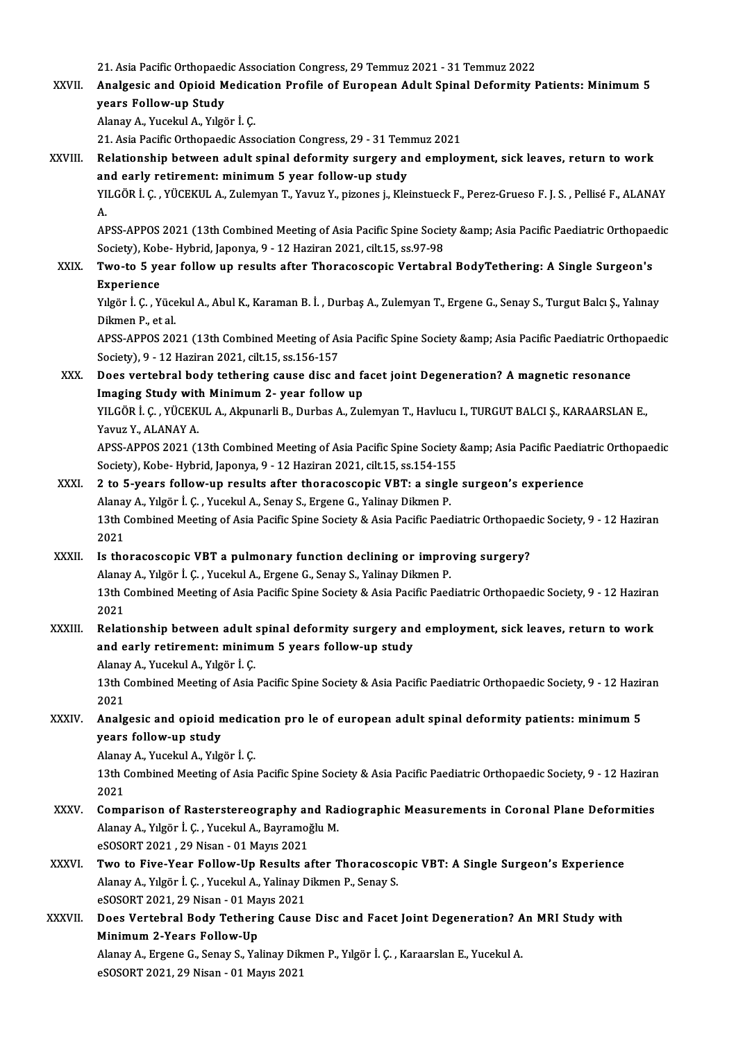21. Asia Pacific Orthopaedic Association Congress, 29 Temmuz 2021 - 31 Temmuz 2022

XXVII. **Analgesic and Opioid Medication Profile of European Adult Spinal Deformity Patients: Minimum 5 years Follow-up Study**
Alanay A., Yucekul A., Yılgör İ. Ç.
21. Asia Pacific Orthopaedic Association Congress, 29 - 31 Temmuz 2021

XXVIII. **Relationship between adult spinal deformity surgery and employment, sick leaves, return to work and early retirement: minimum 5 year follow-up study**
YILGÖR İ. Ç. , YÜCEKUL A., Zulemyan T., Yavuz Y., pizones j., Kleinstueck F., Perez-Grueso F. J. S. , Pellisé F., ALANAY A.
APSS-APPOS 2021 (13th Combined Meeting of Asia Pacific Spine Society &amp; Asia Pacific Paediatric Orthopaedic Society), Kobe- Hybrid, Japonya, 9 - 12 Haziran 2021, cilt.15, ss.97-98

XXIX. **Two-to 5 year follow up results after Thoracoscopic Vertabral BodyTethering: A Single Surgeon's Experience**
Yılgör İ. Ç. , Yücekul A., Abul K., Karaman B. İ. , Durbaş A., Zulemyan T., Ergene G., Senay S., Turgut Balcı Ş., Yalınay Dikmen P., et al.
APSS-APPOS 2021 (13th Combined Meeting of Asia Pacific Spine Society &amp; Asia Pacific Paediatric Orthopaedic Society), 9 - 12 Haziran 2021, cilt.15, ss.156-157

XXX. **Does vertebral body tethering cause disc and facet joint Degeneration? A magnetic resonance Imaging Study with Minimum 2- year follow up**
YILGÖR İ. Ç. , YÜCEKUL A., Akpunarli B., Durbas A., Zulemyan T., Havlucu I., TURGUT BALCI Ş., KARAARSLAN E., Yavuz Y., ALANAY A.
APSS-APPOS 2021 (13th Combined Meeting of Asia Pacific Spine Society &amp; Asia Pacific Paediatric Orthopaedic Society), Kobe- Hybrid, Japonya, 9 - 12 Haziran 2021, cilt.15, ss.154-155

XXXI. **2 to 5-years follow-up results after thoracoscopic VBT: a single surgeon's experience**
Alanay A., Yılgör İ. Ç. , Yucekul A., Senay S., Ergene G., Yalinay Dikmen P.
13th Combined Meeting of Asia Pacific Spine Society & Asia Pacific Paediatric Orthopaedic Society, 9 - 12 Haziran 2021

XXXII. **Is thoracoscopic VBT a pulmonary function declining or improving surgery?**
Alanay A., Yılgör İ. Ç. , Yucekul A., Ergene G., Senay S., Yalinay Dikmen P.
13th Combined Meeting of Asia Pacific Spine Society & Asia Pacific Paediatric Orthopaedic Society, 9 - 12 Haziran 2021

XXXIII. **Relationship between adult spinal deformity surgery and employment, sick leaves, return to work and early retirement: minimum 5 years follow-up study**
Alanay A., Yucekul A., Yılgör İ. Ç.
13th Combined Meeting of Asia Pacific Spine Society & Asia Pacific Paediatric Orthopaedic Society, 9 - 12 Haziran 2021

XXXIV. **Analgesic and opioid medication pro le of european adult spinal deformity patients: minimum 5 years follow-up study**
Alanay A., Yucekul A., Yılgör İ. Ç.
13th Combined Meeting of Asia Pacific Spine Society & Asia Pacific Paediatric Orthopaedic Society, 9 - 12 Haziran 2021

XXXV. **Comparison of Rasterstereography and Radiographic Measurements in Coronal Plane Deformities**
Alanay A., Yılgör İ. Ç. , Yucekul A., Bayramoğlu M.
eSOSORT 2021 , 29 Nisan - 01 Mayıs 2021

XXXVI. **Two to Five-Year Follow-Up Results after Thoracoscopic VBT: A Single Surgeon's Experience**
Alanay A., Yılgör İ. Ç. , Yucekul A., Yalinay Dikmen P., Senay S.
eSOSORT 2021, 29 Nisan - 01 Mayıs 2021

XXXVII. **Does Vertebral Body Tethering Cause Disc and Facet Joint Degeneration? An MRI Study with Minimum 2-Years Follow-Up**
Alanay A., Ergene G., Senay S., Yalinay Dikmen P., Yılgör İ. Ç. , Karaarslan E., Yucekul A.
eSOSORT 2021, 29 Nisan - 01 Mayıs 2021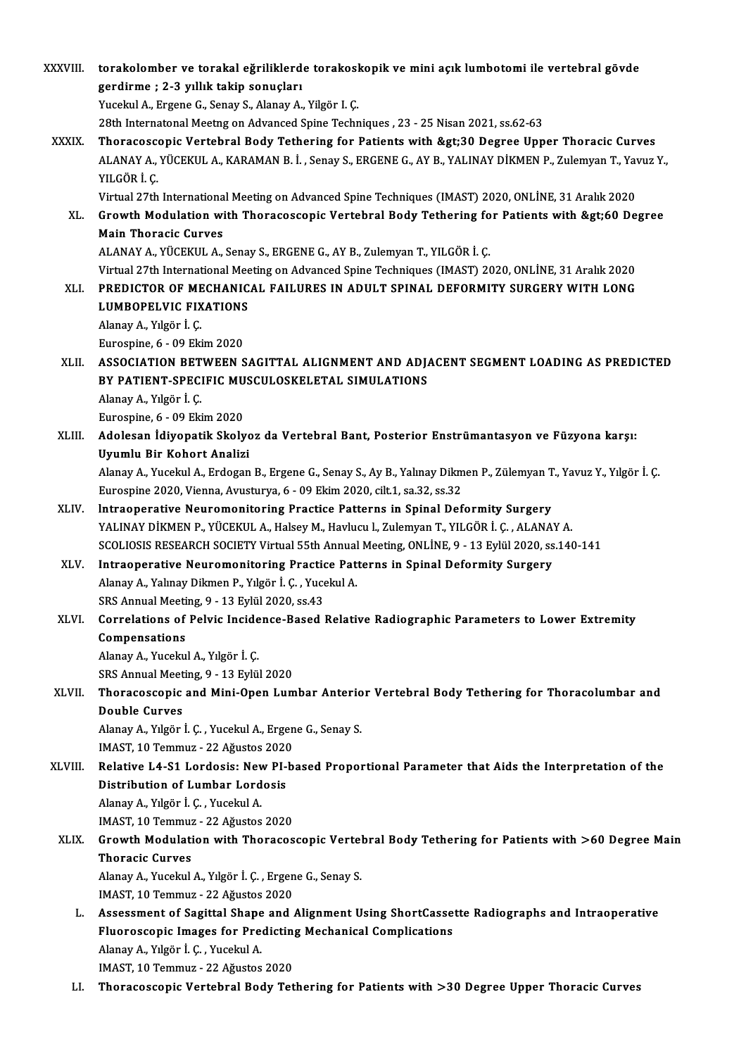XXXVIII. **torakolomber ve torakal eğriliklerde torakoskopik ve mini açık lumbotomi ile vertebral gövde gerdirme ; 2-3 yıllık takip sonuçları**
Yucekul A., Ergene G., Senay S., Alanay A., Yilgör I. Ç.
28th Internatonal Meetng on Advanced Spine Techniques , 23 - 25 Nisan 2021, ss.62-63

XXXIX. **Thoracoscopic Vertebral Body Tethering for Patients with &gt;30 Degree Upper Thoracic Curves**
ALANAY A., YÜCEKUL A., KARAMAN B. İ. , Senay S., ERGENE G., AY B., YALINAY DİKMEN P., Zulemyan T., Yavuz Y., YILGÖR İ. Ç.
Virtual 27th International Meeting on Advanced Spine Techniques (IMAST) 2020, ONLİNE, 31 Aralık 2020

XL. **Growth Modulation with Thoracoscopic Vertebral Body Tethering for Patients with &gt;60 Degree Main Thoracic Curves**
ALANAY A., YÜCEKUL A., Senay S., ERGENE G., AY B., Zulemyan T., YILGÖR İ. Ç.
Virtual 27th International Meeting on Advanced Spine Techniques (IMAST) 2020, ONLİNE, 31 Aralık 2020

XLI. **PREDICTOR OF MECHANICAL FAILURES IN ADULT SPINAL DEFORMITY SURGERY WITH LONG LUMBOPELVIC FIXATIONS**
Alanay A., Yılgör İ. Ç.
Eurospine, 6 - 09 Ekim 2020

XLII. **ASSOCIATION BETWEEN SAGITTAL ALIGNMENT AND ADJACENT SEGMENT LOADING AS PREDICTED BY PATIENT-SPECIFIC MUSCULOSKELETAL SIMULATIONS**
Alanay A., Yılgör İ. Ç.
Eurospine, 6 - 09 Ekim 2020

XLIII. **Adolesan İdiyopatik Skolyoz da Vertebral Bant, Posterior Enstrümantasyon ve Füzyona karşı: Uyumlu Bir Kohort Analizi**
Alanay A., Yucekul A., Erdogan B., Ergene G., Senay S., Ay B., Yalınay Dikmen P., Zülemyan T., Yavuz Y., Yılgör İ. Ç.
Eurospine 2020, Vienna, Avusturya, 6 - 09 Ekim 2020, cilt.1, sa.32, ss.32

XLIV. **lntraoperative Neuromonitoring Practice Patterns in Spinal Deformity Surgery**
YALINAY DİKMEN P., YÜCEKUL A., Halsey M., Havlucu l., Zulemyan T., YILGÖR İ. Ç. , ALANAY A.
SCOLIOSIS RESEARCH SOCIETY Virtual 55th Annual Meeting, ONLİNE, 9 - 13 Eylül 2020, ss.140-141

XLV. **Intraoperative Neuromonitoring Practice Patterns in Spinal Deformity Surgery**
Alanay A., Yalınay Dikmen P., Yılgör İ. Ç. , Yucekul A.
SRS Annual Meeting, 9 - 13 Eylül 2020, ss.43

XLVI. **Correlations of Pelvic Incidence-Based Relative Radiographic Parameters to Lower Extremity Compensations**
Alanay A., Yucekul A., Yılgör İ. Ç.
SRS Annual Meeting, 9 - 13 Eylül 2020

XLVII. **Thoracoscopic and Mini-Open Lumbar Anterior Vertebral Body Tethering for Thoracolumbar and Double Curves**
Alanay A., Yılgör İ. Ç. , Yucekul A., Ergene G., Senay S.
IMAST, 10 Temmuz - 22 Ağustos 2020

XLVIII. **Relative L4-S1 Lordosis: New PI-based Proportional Parameter that Aids the Interpretation of the Distribution of Lumbar Lordosis**
Alanay A., Yılgör İ. Ç. , Yucekul A.
IMAST, 10 Temmuz - 22 Ağustos 2020

XLIX. **Growth Modulation with Thoracoscopic Vertebral Body Tethering for Patients with >60 Degree Main Thoracic Curves**
Alanay A., Yucekul A., Yılgör İ. Ç. , Ergene G., Senay S.
IMAST, 10 Temmuz - 22 Ağustos 2020

L. **Assessment of Sagittal Shape and Alignment Using ShortCassette Radiographs and Intraoperative Fluoroscopic Images for Predicting Mechanical Complications**
Alanay A., Yılgör İ. Ç. , Yucekul A.
IMAST, 10 Temmuz - 22 Ağustos 2020

LI. **Thoracoscopic Vertebral Body Tethering for Patients with >30 Degree Upper Thoracic Curves**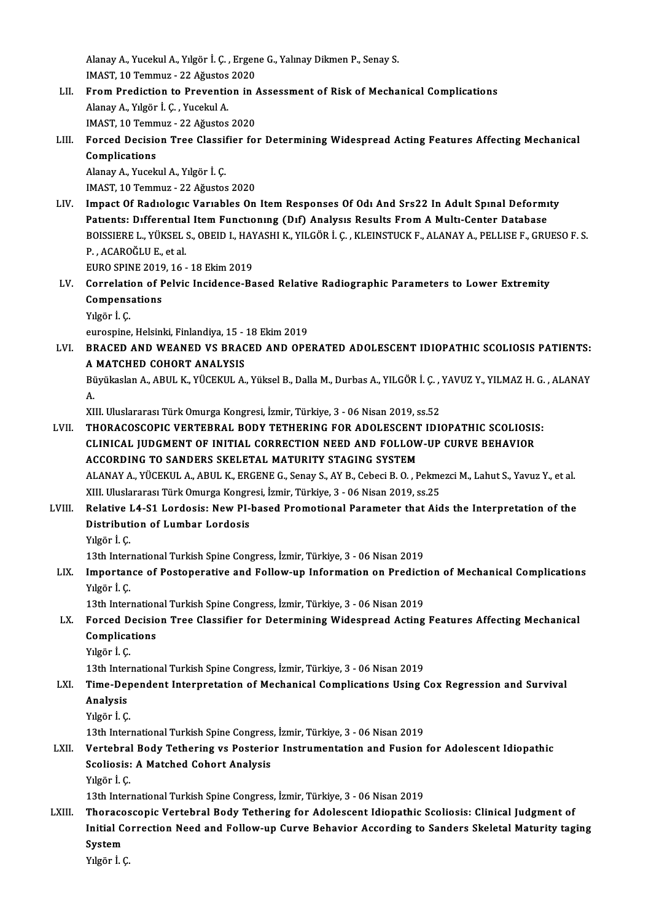Alanay A., Yucekul A., Yılgör İ. Ç. , Ergene G., Yalınay Dikmen P., Senay S.
IMAST, 10 Temmuz - 22 Ağustos 2020

LII. **From Prediction to Prevention in Assessment of Risk of Mechanical Complications**
Alanay A., Yılgör İ. Ç. , Yucekul A.
IMAST, 10 Temmuz - 22 Ağustos 2020

LIII. **Forced Decision Tree Classifier for Determining Widespread Acting Features Affecting Mechanical Complications**
Alanay A., Yucekul A., Yılgör İ. Ç.
IMAST, 10 Temmuz - 22 Ağustos 2020

LIV. **Impact Of Radıologıc Varıables On Item Responses Of Odı And Srs22 In Adult Spınal Deformıty Patıents: Dıfferentıal Item Functıonıng (Dıf) Analysıs Results From A Multı-Center Database**
BOISSIERE L., YÜKSEL S., OBEID I., HAYASHI K., YILGÖR İ. Ç. , KLEINSTUCK F., ALANAY A., PELLISE F., GRUESO F. S. P. , ACAROĞLU E., et al.
EURO SPINE 2019, 16 - 18 Ekim 2019

LV. **Correlation of Pelvic Incidence-Based Relative Radiographic Parameters to Lower Extremity Compensations**
Yılgör İ. Ç.
eurospine, Helsinki, Finlandiya, 15 - 18 Ekim 2019

LVI. **BRACED AND WEANED VS BRACED AND OPERATED ADOLESCENT IDIOPATHIC SCOLIOSIS PATIENTS: A MATCHED COHORT ANALYSIS**
Büyükaslan A., ABUL K., YÜCEKUL A., Yüksel B., Dalla M., Durbas A., YILGÖR İ. Ç. , YAVUZ Y., YILMAZ H. G. , ALANAY A.
XIII. Uluslararası Türk Omurga Kongresi, İzmir, Türkiye, 3 - 06 Nisan 2019, ss.52

LVII. **THORACOSCOPIC VERTEBRAL BODY TETHERING FOR ADOLESCENT IDIOPATHIC SCOLIOSIS: CLINICAL JUDGMENT OF INITIAL CORRECTION NEED AND FOLLOW-UP CURVE BEHAVIOR ACCORDING TO SANDERS SKELETAL MATURITY STAGING SYSTEM**
ALANAY A., YÜCEKUL A., ABUL K., ERGENE G., Senay S., AY B., Cebeci B. O. , Pekmezci M., Lahut S., Yavuz Y., et al.
XIII. Uluslararası Türk Omurga Kongresi, İzmir, Türkiye, 3 - 06 Nisan 2019, ss.25

LVIII. **Relative L4-S1 Lordosis: New PI-based Promotional Parameter that Aids the Interpretation of the Distribution of Lumbar Lordosis**
Yılgör İ. Ç.
13th International Turkish Spine Congress, İzmir, Türkiye, 3 - 06 Nisan 2019

LIX. **Importance of Postoperative and Follow-up Information on Prediction of Mechanical Complications**
Yılgör İ. Ç.
13th International Turkish Spine Congress, İzmir, Türkiye, 3 - 06 Nisan 2019

LX. **Forced Decision Tree Classifier for Determining Widespread Acting Features Affecting Mechanical Complications**
Yılgör İ. Ç.
13th International Turkish Spine Congress, İzmir, Türkiye, 3 - 06 Nisan 2019

LXI. **Time-Dependent Interpretation of Mechanical Complications Using Cox Regression and Survival Analysis**
Yılgör İ. Ç.
13th International Turkish Spine Congress, İzmir, Türkiye, 3 - 06 Nisan 2019

LXII. **Vertebral Body Tethering vs Posterior Instrumentation and Fusion for Adolescent Idiopathic Scoliosis: A Matched Cohort Analysis**
Yılgör İ. Ç.
13th International Turkish Spine Congress, İzmir, Türkiye, 3 - 06 Nisan 2019

LXIII. **Thoracoscopic Vertebral Body Tethering for Adolescent Idiopathic Scoliosis: Clinical Judgment of Initial Correction Need and Follow-up Curve Behavior According to Sanders Skeletal Maturity taging System**
Yılgör İ. Ç.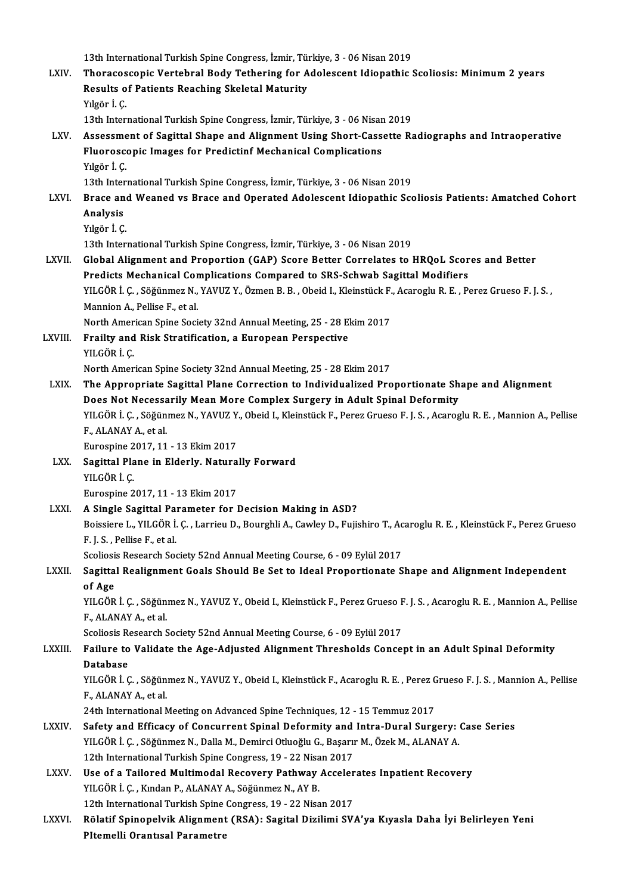13th International Turkish Spine Congress, İzmir, Türkiye, 3 - 06 Nisan 2019

LXIV. **Thoracoscopic Vertebral Body Tethering for Adolescent Idiopathic Scoliosis: Minimum 2 years Results of Patients Reaching Skeletal Maturity**
Yılgör İ. Ç.
13th International Turkish Spine Congress, İzmir, Türkiye, 3 - 06 Nisan 2019

LXV. **Assessment of Sagittal Shape and Alignment Using Short-Cassette Radiographs and Intraoperative Fluoroscopic Images for Predictinf Mechanical Complications**
Yılgör İ. Ç.
13th International Turkish Spine Congress, İzmir, Türkiye, 3 - 06 Nisan 2019

LXVI. **Brace and Weaned vs Brace and Operated Adolescent Idiopathic Scoliosis Patients: Amatched Cohort Analysis**
Yılgör İ. Ç.
13th International Turkish Spine Congress, İzmir, Türkiye, 3 - 06 Nisan 2019

LXVII. **Global Alignment and Proportion (GAP) Score Better Correlates to HRQoL Scores and Better Predicts Mechanical Complications Compared to SRS-Schwab Sagittal Modifiers**
YILGÖR İ. Ç. , Söğünmez N., YAVUZ Y., Özmen B. B. , Obeid I., Kleinstück F., Acaroglu R. E. , Perez Grueso F. J. S. , Mannion A., Pellise F., et al.
North American Spine Society 32nd Annual Meeting, 25 - 28 Ekim 2017

LXVIII. **Frailty and Risk Stratification, a European Perspective**
YILGÖR İ. Ç.
North American Spine Society 32nd Annual Meeting, 25 - 28 Ekim 2017

LXIX. **The Appropriate Sagittal Plane Correction to Individualized Proportionate Shape and Alignment Does Not Necessarily Mean More Complex Surgery in Adult Spinal Deformity**
YILGÖR İ. Ç. , Söğünmez N., YAVUZ Y., Obeid I., Kleinstück F., Perez Grueso F. J. S. , Acaroglu R. E. , Mannion A., Pellise F., ALANAY A., et al.
Eurospine 2017, 11 - 13 Ekim 2017

LXX. **Sagittal Plane in Elderly. Naturally Forward**
YILGÖR İ. Ç.
Eurospine 2017, 11 - 13 Ekim 2017

LXXI. **A Single Sagittal Parameter for Decision Making in ASD?**
Boissiere L., YILGÖR İ. Ç. , Larrieu D., Bourghli A., Cawley D., Fujishiro T., Acaroglu R. E. , Kleinstück F., Perez Grueso F. J. S. , Pellise F., et al.
Scoliosis Research Society 52nd Annual Meeting Course, 6 - 09 Eylül 2017

LXXII. **Sagittal Realignment Goals Should Be Set to Ideal Proportionate Shape and Alignment Independent of Age**
YILGÖR İ. Ç. , Söğünmez N., YAVUZ Y., Obeid I., Kleinstück F., Perez Grueso F. J. S. , Acaroglu R. E. , Mannion A., Pellise F., ALANAY A., et al.
Scoliosis Research Society 52nd Annual Meeting Course, 6 - 09 Eylül 2017

LXXIII. **Failure to Validate the Age-Adjusted Alignment Thresholds Concept in an Adult Spinal Deformity Database**
YILGÖR İ. Ç. , Söğünmez N., YAVUZ Y., Obeid I., Kleinstück F., Acaroglu R. E. , Perez Grueso F. J. S. , Mannion A., Pellise F., ALANAY A., et al.
24th International Meeting on Advanced Spine Techniques, 12 - 15 Temmuz 2017

LXXIV. **Safety and Efficacy of Concurrent Spinal Deformity and Intra-Dural Surgery: Case Series**
YILGÖR İ. Ç. , Söğünmez N., Dalla M., Demirci Otluoğlu G., Başarır M., Özek M., ALANAY A.
12th International Turkish Spine Congress, 19 - 22 Nisan 2017

LXXV. **Use of a Tailored Multimodal Recovery Pathway Accelerates Inpatient Recovery**
YILGÖR İ. Ç. , Kından P., ALANAY A., Söğünmez N., AY B.
12th International Turkish Spine Congress, 19 - 22 Nisan 2017

LXXVI. **Rölatif Spinopelvik Alignment (RSA): Sagital Dizilimi SVA'ya Kıyasla Daha İyi Belirleyen Yeni PItemelli Orantısal Parametre**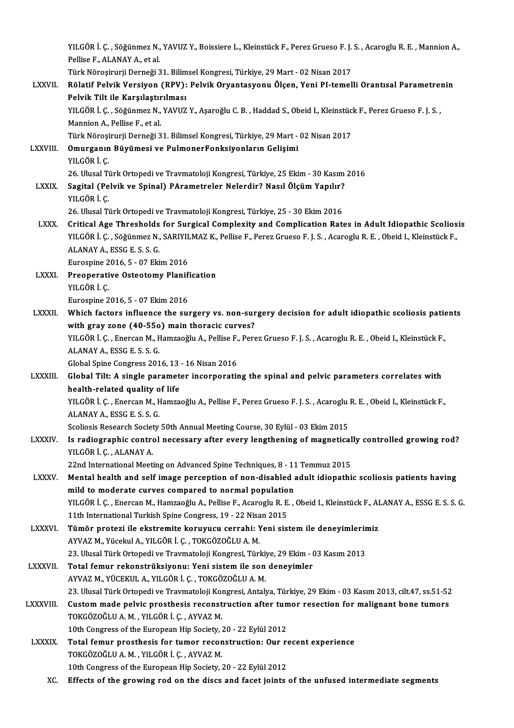YILGÖR İ. Ç. , Söğünmez N., YAVUZ Y., Boissiere L., Kleinstück F., Perez Grueso F. J. S. , Acaroglu R. E. , Mannion A., Pellise F., ALANAY A., et al.
Türk Nöroşirurji Derneği 31. Bilimsel Kongresi, Türkiye, 29 Mart - 02 Nisan 2017

LXXVII. **Rölatif Pelvik Versiyon (RPV): Pelvik Oryantasyonu Ölçen, Yeni PI-temelli Orantısal Parametrenin Pelvik Tilt ile Karşılaştırılması**
YILGÖR İ. Ç. , Söğünmez N., YAVUZ Y., Aşaroğlu C. B. , Haddad S., Obeid I., Kleinstück F., Perez Grueso F. J. S. , Mannion A., Pellise F., et al.
Türk Nöroşirurji Derneği 31. Bilimsel Kongresi, Türkiye, 29 Mart - 02 Nisan 2017

LXXVIII. **Omurganın Büyümesi ve PulmonerFonksiyonların Gelişimi**
YILGÖR İ. Ç.
26. Ulusal Türk Ortopedi ve Travmatoloji Kongresi, Türkiye, 25 Ekim - 30 Kasım 2016

LXXIX. **Sagital (Pelvik ve Spinal) PArametreler Nelerdir? Nasıl Ölçüm Yapılır?**
YILGÖR İ. Ç.
26. Ulusal Türk Ortopedi ve Travmatoloji Kongresi, Türkiye, 25 - 30 Ekim 2016

LXXX. **Critical Age Thresholds for Surgical Complexity and Complication Rates in Adult Idiopathic Scoliosis**
YILGÖR İ. Ç. , Söğünmez N., SARIYILMAZ K., Pellise F., Perez Grueso F. J. S. , Acaroglu R. E. , Obeid I., Kleinstück F., ALANAY A., ESSG E. S. S. G.
Eurospine 2016, 5 - 07 Ekim 2016

LXXXI. **Preoperative Osteotomy Planification**
YILGÖR İ. Ç.
Eurospine 2016, 5 - 07 Ekim 2016

LXXXII. **Which factors influence the surgery vs. non-surgery decision for adult idiopathic scoliosis patients with gray zone (40-55o) main thoracic curves?**
YILGÖR İ. Ç. , Enercan M., Hamzaoğlu A., Pellise F., Perez Grueso F. J. S. , Acaroglu R. E. , Obeid I., Kleinstück F., ALANAY A., ESSG E. S. S. G.
Global Spine Congress 2016, 13 - 16 Nisan 2016

LXXXIII. **Global Tilt: A single parameter incorporating the spinal and pelvic parameters correlates with health-related quality of life**
YILGÖR İ. Ç. , Enercan M., Hamzaoğlu A., Pellise F., Perez Grueso F. J. S. , Acaroglu R. E. , Obeid I., Kleinstück F., ALANAY A., ESSG E. S. S. G.
Scoliosis Research Society 50th Annual Meeting Course, 30 Eylül - 03 Ekim 2015

LXXXIV. **Is radiographic control necessary after every lengthening of magnetically controlled growing rod?**
YILGÖR İ. Ç. , ALANAY A.
22nd International Meeting on Advanced Spine Techniques, 8 - 11 Temmuz 2015

LXXXV. **Mental health and self image perception of non-disabled adult idiopathic scoliosis patients having mild to moderate curves compared to normal population**
YILGÖR İ. Ç. , Enercan M., Hamzaoğlu A., Pellise F., Acaroglu R. E. , Obeid I., Kleinstück F., ALANAY A., ESSG E. S. S. G.
11th International Turkish Spine Congress, 19 - 22 Nisan 2015

LXXXVI. **Tümör protezi ile ekstremite koruyucu cerrahi: Yeni sistem ile deneyimlerimiz**
AYVAZ M., Yücekul A., YILGÖR İ. Ç. , TOKGÖZOĞLU A. M.
23. Ulusal Türk Ortopedi ve Travmatoloji Kongresi, Türkiye, 29 Ekim - 03 Kasım 2013

LXXXVII. **Total femur rekonstrüksiyonu: Yeni sistem ile son deneyimler**
AYVAZ M., YÜCEKUL A., YILGÖR İ. Ç. , TOKGÖZOĞLU A. M.
23. Ulusal Türk Ortopedi ve Travmatoloji Kongresi, Antalya, Türkiye, 29 Ekim - 03 Kasım 2013, cilt.47, ss.51-52

LXXXVIII. **Custom made pelvic prosthesis reconstruction after tumor resection for malignant bone tumors**
TOKGÖZOĞLU A. M. , YILGÖR İ. Ç. , AYVAZ M.
10th Congress of the European Hip Society, 20 - 22 Eylül 2012

LXXXIX. **Total femur prosthesis for tumor reconstruction: Our recent experience**
TOKGÖZOĞLU A. M. , YILGÖR İ. Ç. , AYVAZ M.
10th Congress of the European Hip Society, 20 - 22 Eylül 2012

XC. **Effects of the growing rod on the discs and facet joints of the unfused intermediate segments**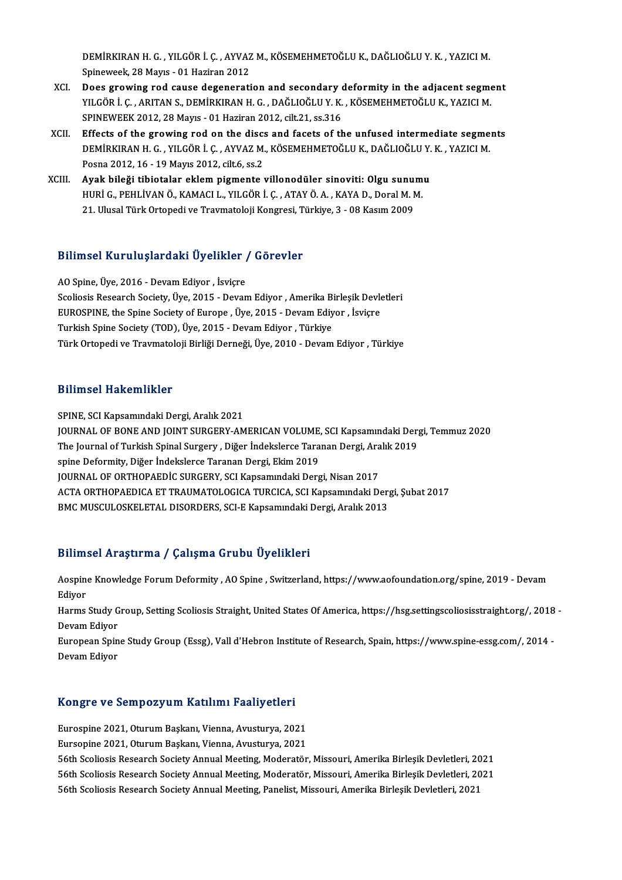DEMİRKIRAN H. G. , YILGÖR İ. Ç. , AYVAZ M., KÖSEMEHMETOĞLU K., DAĞLIOĞLU Y. K. , YAZICI M.
Spineweek, 28 Mayıs - 01 Haziran 2012

XCI. **Does growing rod cause degeneration and secondary deformity in the adjacent segment**
YILGÖR İ. Ç. , ARITAN S., DEMİRKIRAN H. G. , DAĞLIOĞLU Y. K. , KÖSEMEHMETOĞLU K., YAZICI M.
SPINEWEEK 2012, 28 Mayıs - 01 Haziran 2012, cilt.21, ss.316

XCII. **Effects of the growing rod on the discs and facets of the unfused intermediate segments**
DEMİRKIRAN H. G. , YILGÖR İ. Ç. , AYVAZ M., KÖSEMEHMETOĞLU K., DAĞLIOĞLU Y. K. , YAZICI M.
Posna 2012, 16 - 19 Mayıs 2012, cilt.6, ss.2

XCIII. **Ayak bileği tibiotalar eklem pigmente villonodüler sinoviti: Olgu sunumu**
HURİ G., PEHLİVAN Ö., KAMACI L., YILGÖR İ. Ç. , ATAY Ö. A. , KAYA D., Doral M. M.
21. Ulusal Türk Ortopedi ve Travmatoloji Kongresi, Türkiye, 3 - 08 Kasım 2009

## Bilimsel Kuruluşlardaki Üyelikler / Görevler

AO Spine, Üye, 2016 - Devam Ediyor , İsviçre
Scoliosis Research Society, Üye, 2015 - Devam Ediyor , Amerika Birleşik Devletleri
EUROSPINE, the Spine Society of Europe , Üye, 2015 - Devam Ediyor , İsviçre
Turkish Spine Society (TOD), Üye, 2015 - Devam Ediyor , Türkiye
Türk Ortopedi ve Travmatoloji Birliği Derneği, Üye, 2010 - Devam Ediyor , Türkiye

## Bilimsel Hakemlikler

SPINE, SCI Kapsamındaki Dergi, Aralık 2021
JOURNAL OF BONE AND JOINT SURGERY-AMERICAN VOLUME, SCI Kapsamındaki Dergi, Temmuz 2020
The Journal of Turkish Spinal Surgery , Diğer İndekslerce Taranan Dergi, Aralık 2019
spine Deformity, Diğer İndekslerce Taranan Dergi, Ekim 2019
JOURNAL OF ORTHOPAEDİC SURGERY, SCI Kapsamındaki Dergi, Nisan 2017
ACTA ORTHOPAEDICA ET TRAUMATOLOGICA TURCICA, SCI Kapsamındaki Dergi, Şubat 2017
BMC MUSCULOSKELETAL DISORDERS, SCI-E Kapsamındaki Dergi, Aralık 2013

## Bilimsel Araştırma / Çalışma Grubu Üyelikleri

Aospine Knowledge Forum Deformity , AO Spine , Switzerland, https://www.aofoundation.org/spine, 2019 - Devam Ediyor
Harms Study Group, Setting Scoliosis Straight, United States Of America, https://hsg.settingscoliosisstraight.org/, 2018 - Devam Ediyor
European Spine Study Group (Essg), Vall d'Hebron Institute of Research, Spain, https://www.spine-essg.com/, 2014 - Devam Ediyor

## Kongre ve Sempozyum Katılımı Faaliyetleri

Eurospine 2021, Oturum Başkanı, Vienna, Avusturya, 2021
Eursopine 2021, Oturum Başkanı, Vienna, Avusturya, 2021
56th Scoliosis Research Society Annual Meeting, Moderatör, Missouri, Amerika Birleşik Devletleri, 2021
56th Scoliosis Research Society Annual Meeting, Moderatör, Missouri, Amerika Birleşik Devletleri, 2021
56th Scoliosis Research Society Annual Meeting, Panelist, Missouri, Amerika Birleşik Devletleri, 2021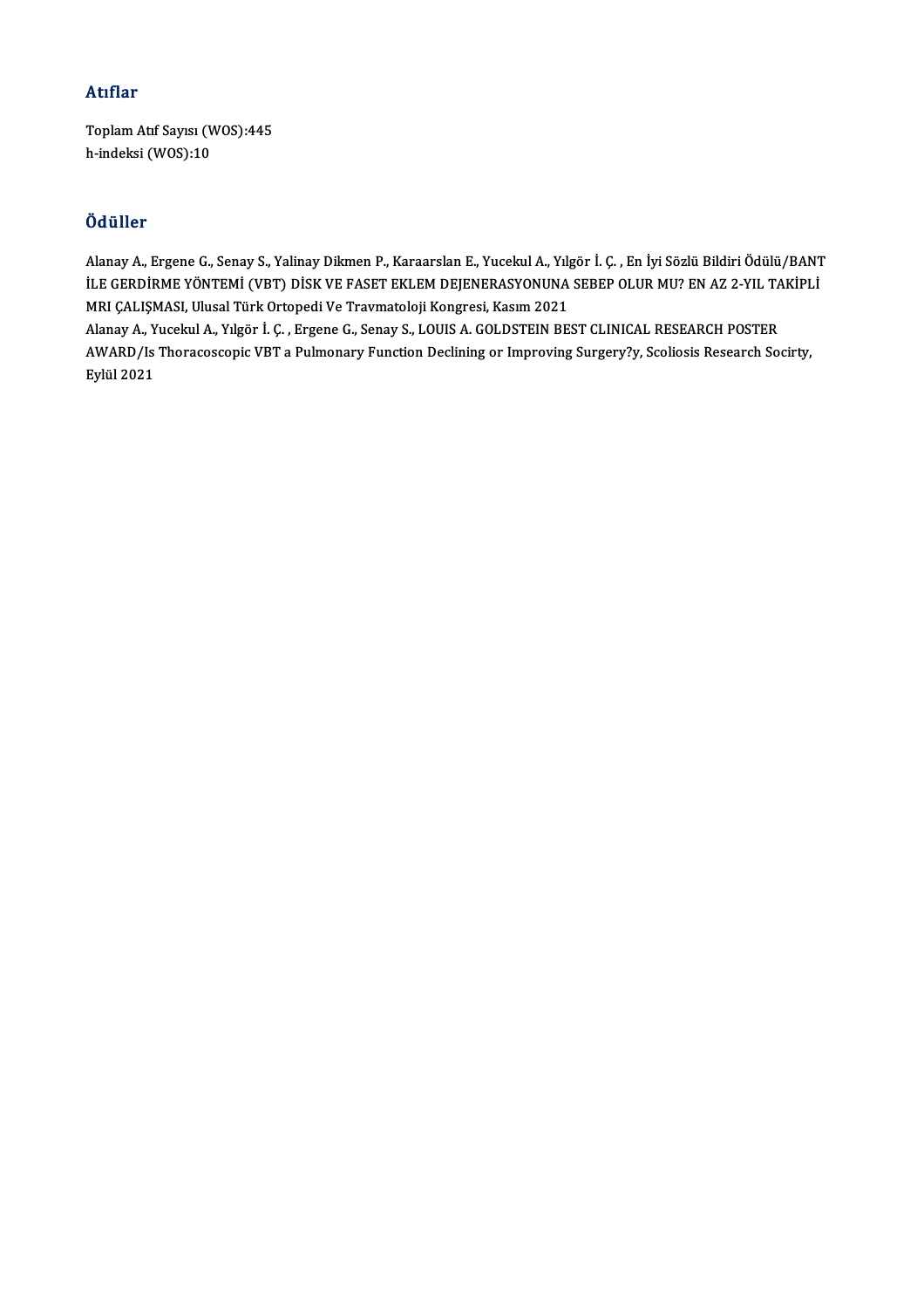## Atıflar

Toplam Atıf Sayısı (WOS):445
h-indeksi (WOS):10

## Ödüller

Alanay A., Ergene G., Senay S., Yalinay Dikmen P., Karaarslan E., Yucekul A., Yılgör İ. Ç. , En İyi Sözlü Bildiri Ödülü/BANT İLE GERDİRME YÖNTEMİ (VBT) DİSK VE FASET EKLEM DEJENERASYONUNA SEBEP OLUR MU? EN AZ 2-YIL TAKİPLİ MRI ÇALIŞMASI, Ulusal Türk Ortopedi Ve Travmatoloji Kongresi, Kasım 2021

Alanay A., Yucekul A., Yılgör İ. Ç. , Ergene G., Senay S., LOUIS A. GOLDSTEIN BEST CLINICAL RESEARCH POSTER AWARD/Is Thoracoscopic VBT a Pulmonary Function Declining or Improving Surgery?y, Scoliosis Research Socirty, Eylül 2021